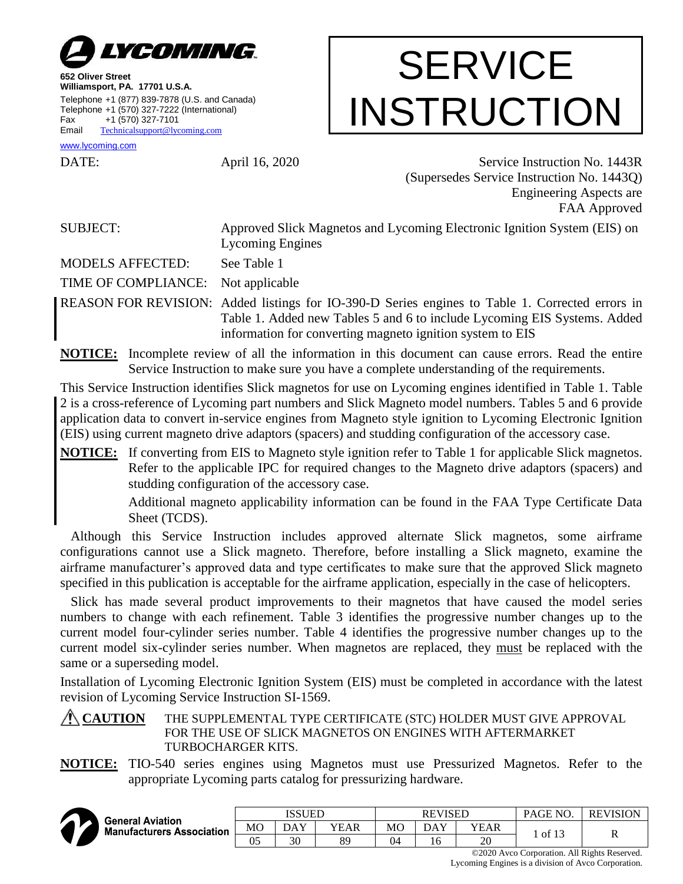**LYCOMING**

**652 Oliver Street**
**Williamsport, PA. 17701 U.S.A.**
Telephone +1 (877) 839-7878 (U.S. and Canada)
Telephone +1 (570) 327-7222 (International)
Fax +1 (570) 327-7101
Email Technicalsupport@lycoming.com
www.lycoming.com

# SERVICE INSTRUCTION

DATE: April 16, 2020

Service Instruction No. 1443R
(Supersedes Service Instruction No. 1443Q)
Engineering Aspects are
FAA Approved

SUBJECT: Approved Slick Magnetos and Lycoming Electronic Ignition System (EIS) on Lycoming Engines

MODELS AFFECTED: See Table 1

TIME OF COMPLIANCE: Not applicable

REASON FOR REVISION: Added listings for IO-390-D Series engines to Table 1. Corrected errors in Table 1. Added new Tables 5 and 6 to include Lycoming EIS Systems. Added information for converting magneto ignition system to EIS

**NOTICE:** Incomplete review of all the information in this document can cause errors. Read the entire Service Instruction to make sure you have a complete understanding of the requirements.

This Service Instruction identifies Slick magnetos for use on Lycoming engines identified in Table 1. Table 2 is a cross-reference of Lycoming part numbers and Slick Magneto model numbers. Tables 5 and 6 provide application data to convert in-service engines from Magneto style ignition to Lycoming Electronic Ignition (EIS) using current magneto drive adaptors (spacers) and studding configuration of the accessory case.

**NOTICE:** If converting from EIS to Magneto style ignition refer to Table 1 for applicable Slick magnetos. Refer to the applicable IPC for required changes to the Magneto drive adaptors (spacers) and studding configuration of the accessory case.

Additional magneto applicability information can be found in the FAA Type Certificate Data Sheet (TCDS).

Although this Service Instruction includes approved alternate Slick magnetos, some airframe configurations cannot use a Slick magneto. Therefore, before installing a Slick magneto, examine the airframe manufacturer's approved data and type certificates to make sure that the approved Slick magneto specified in this publication is acceptable for the airframe application, especially in the case of helicopters.

Slick has made several product improvements to their magnetos that have caused the model series numbers to change with each refinement. Table 3 identifies the progressive number changes up to the current model four-cylinder series number. Table 4 identifies the progressive number changes up to the current model six-cylinder series number. When magnetos are replaced, they must be replaced with the same or a superseding model.

Installation of Lycoming Electronic Ignition System (EIS) must be completed in accordance with the latest revision of Lycoming Service Instruction SI-1569.

⚠ **CAUTION** THE SUPPLEMENTAL TYPE CERTIFICATE (STC) HOLDER MUST GIVE APPROVAL FOR THE USE OF SLICK MAGNETOS ON ENGINES WITH AFTERMARKET TURBOCHARGER KITS.

**NOTICE:** TIO-540 series engines using Magnetos must use Pressurized Magnetos. Refer to the appropriate Lycoming parts catalog for pressurizing hardware.

| ISSUED | | | REVISED | | | PAGE NO. | REVISION |
|---|---|---|---|---|---|---|---|
| MO | DAY | YEAR | MO | DAY | YEAR | 1 of 13 | R |
| 05 | 30 | 89 | 04 | 16 | 20 | | |

©2020 Avco Corporation. All Rights Reserved.
Lycoming Engines is a division of Avco Corporation.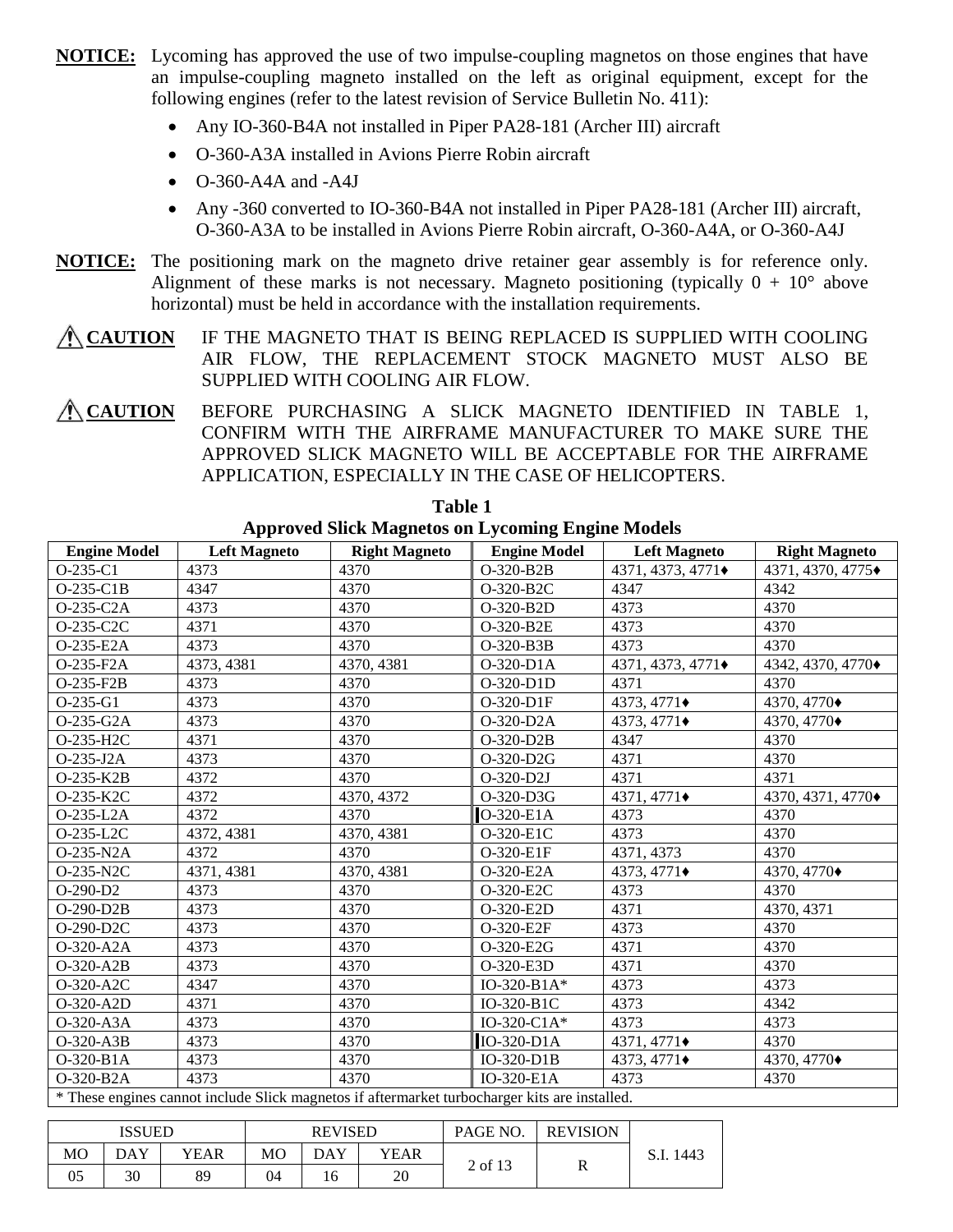**NOTICE:** Lycoming has approved the use of two impulse-coupling magnetos on those engines that have an impulse-coupling magneto installed on the left as original equipment, except for the following engines (refer to the latest revision of Service Bulletin No. 411):

- Any IO-360-B4A not installed in Piper PA28-181 (Archer III) aircraft
- O-360-A3A installed in Avions Pierre Robin aircraft
- O-360-A4A and -A4J
- Any -360 converted to IO-360-B4A not installed in Piper PA28-181 (Archer III) aircraft, O-360-A3A to be installed in Avions Pierre Robin aircraft, O-360-A4A, or O-360-A4J

**NOTICE:** The positioning mark on the magneto drive retainer gear assembly is for reference only. Alignment of these marks is not necessary. Magneto positioning (typically 0 + 10° above horizontal) must be held in accordance with the installation requirements.

⚠ **CAUTION** IF THE MAGNETO THAT IS BEING REPLACED IS SUPPLIED WITH COOLING AIR FLOW, THE REPLACEMENT STOCK MAGNETO MUST ALSO BE SUPPLIED WITH COOLING AIR FLOW.

⚠ **CAUTION** BEFORE PURCHASING A SLICK MAGNETO IDENTIFIED IN TABLE 1, CONFIRM WITH THE AIRFRAME MANUFACTURER TO MAKE SURE THE APPROVED SLICK MAGNETO WILL BE ACCEPTABLE FOR THE AIRFRAME APPLICATION, ESPECIALLY IN THE CASE OF HELICOPTERS.

**Table 1**
**Approved Slick Magnetos on Lycoming Engine Models**

| Engine Model | Left Magneto | Right Magneto | Engine Model | Left Magneto | Right Magneto |
|---|---|---|---|---|---|
| O-235-C1 | 4373 | 4370 | O-320-B2B | 4371, 4373, 4771♦ | 4371, 4370, 4775♦ |
| O-235-C1B | 4347 | 4370 | O-320-B2C | 4347 | 4342 |
| O-235-C2A | 4373 | 4370 | O-320-B2D | 4373 | 4370 |
| O-235-C2C | 4371 | 4370 | O-320-B2E | 4373 | 4370 |
| O-235-E2A | 4373 | 4370 | O-320-B3B | 4373 | 4370 |
| O-235-F2A | 4373, 4381 | 4370, 4381 | O-320-D1A | 4371, 4373, 4771♦ | 4342, 4370, 4770♦ |
| O-235-F2B | 4373 | 4370 | O-320-D1D | 4371 | 4370 |
| O-235-G1 | 4373 | 4370 | O-320-D1F | 4373, 4771♦ | 4370, 4770♦ |
| O-235-G2A | 4373 | 4370 | O-320-D2A | 4373, 4771♦ | 4370, 4770♦ |
| O-235-H2C | 4371 | 4370 | O-320-D2B | 4347 | 4370 |
| O-235-J2A | 4373 | 4370 | O-320-D2G | 4371 | 4370 |
| O-235-K2B | 4372 | 4370 | O-320-D2J | 4371 | 4371 |
| O-235-K2C | 4372 | 4370, 4372 | O-320-D3G | 4371, 4771♦ | 4370, 4371, 4770♦ |
| O-235-L2A | 4372 | 4370 | O-320-E1A | 4373 | 4370 |
| O-235-L2C | 4372, 4381 | 4370, 4381 | O-320-E1C | 4373 | 4370 |
| O-235-N2A | 4372 | 4370 | O-320-E1F | 4371, 4373 | 4370 |
| O-235-N2C | 4371, 4381 | 4370, 4381 | O-320-E2A | 4373, 4771♦ | 4370, 4770♦ |
| O-290-D2 | 4373 | 4370 | O-320-E2C | 4373 | 4370 |
| O-290-D2B | 4373 | 4370 | O-320-E2D | 4371 | 4370, 4371 |
| O-290-D2C | 4373 | 4370 | O-320-E2F | 4373 | 4370 |
| O-320-A2A | 4373 | 4370 | O-320-E2G | 4371 | 4370 |
| O-320-A2B | 4373 | 4370 | O-320-E3D | 4371 | 4370 |
| O-320-A2C | 4347 | 4370 | IO-320-B1A* | 4373 | 4373 |
| O-320-A2D | 4371 | 4370 | IO-320-B1C | 4373 | 4342 |
| O-320-A3A | 4373 | 4370 | IO-320-C1A* | 4373 | 4373 |
| O-320-A3B | 4373 | 4370 | IO-320-D1A | 4371, 4771♦ | 4370 |
| O-320-B1A | 4373 | 4370 | IO-320-D1B | 4373, 4771♦ | 4370, 4770♦ |
| O-320-B2A | 4373 | 4370 | IO-320-E1A | 4373 | 4370 |

\* These engines cannot include Slick magnetos if aftermarket turbocharger kits are installed.

| ISSUED | | | REVISED | | | PAGE NO. | REVISION | |
|---|---|---|---|---|---|---|---|---|
| MO | DAY | YEAR | MO | DAY | YEAR | 2 of 13 | R | S.I. 1443 |
| 05 | 30 | 89 | 04 | 16 | 20 | | | |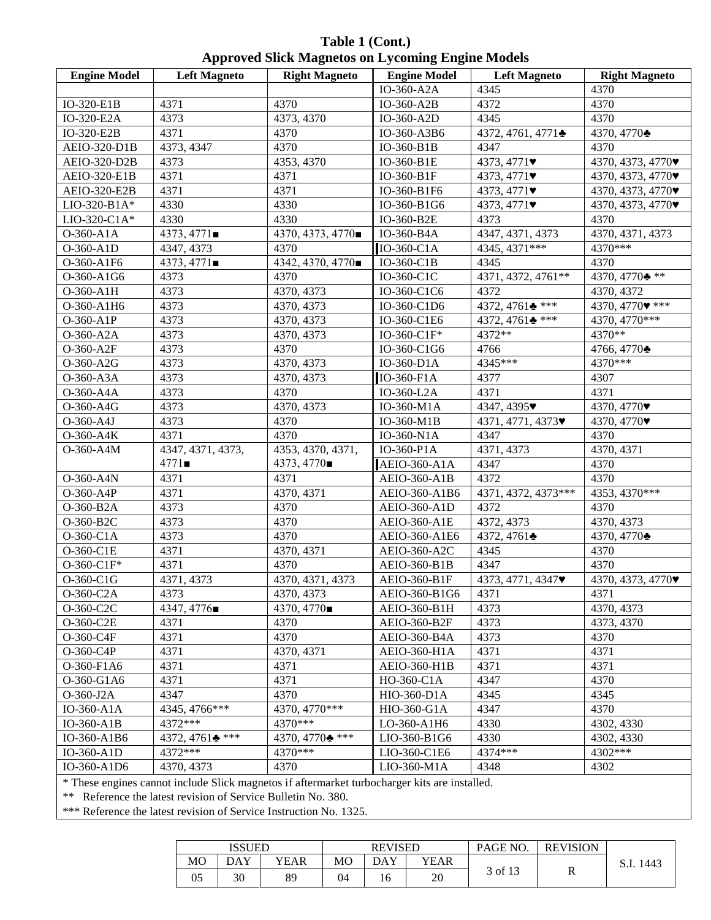**Table 1 (Cont.)**
**Approved Slick Magnetos on Lycoming Engine Models**

| Engine Model | Left Magneto | Right Magneto | Engine Model | Left Magneto | Right Magneto |
|---|---|---|---|---|---|
| | | | IO-360-A2A | 4345 | 4370 |
| IO-320-E1B | 4371 | 4370 | IO-360-A2B | 4372 | 4370 |
| IO-320-E2A | 4373 | 4373, 4370 | IO-360-A2D | 4345 | 4370 |
| IO-320-E2B | 4371 | 4370 | IO-360-A3B6 | 4372, 4761, 4771♣ | 4370, 4770♣ |
| AEIO-320-D1B | 4373, 4347 | 4370 | IO-360-B1B | 4347 | 4370 |
| AEIO-320-D2B | 4373 | 4353, 4370 | IO-360-B1E | 4373, 4771♥ | 4370, 4373, 4770♥ |
| AEIO-320-E1B | 4371 | 4371 | IO-360-B1F | 4373, 4771♥ | 4370, 4373, 4770♥ |
| AEIO-320-E2B | 4371 | 4371 | IO-360-B1F6 | 4373, 4771♥ | 4370, 4373, 4770♥ |
| LIO-320-B1A* | 4330 | 4330 | IO-360-B1G6 | 4373, 4771♥ | 4370, 4373, 4770♥ |
| LIO-320-C1A* | 4330 | 4330 | IO-360-B2E | 4373 | 4370 |
| O-360-A1A | 4373, 4771■ | 4370, 4373, 4770■ | IO-360-B4A | 4347, 4371, 4373 | 4370, 4371, 4373 |
| O-360-A1D | 4347, 4373 | 4370 | IO-360-C1A | 4345, 4371*** | 4370*** |
| O-360-A1F6 | 4373, 4771■ | 4342, 4370, 4770■ | IO-360-C1B | 4345 | 4370 |
| O-360-A1G6 | 4373 | 4370 | IO-360-C1C | 4371, 4372, 4761** | 4370, 4770♣ ** |
| O-360-A1H | 4373 | 4370, 4373 | IO-360-C1C6 | 4372 | 4370, 4372 |
| O-360-A1H6 | 4373 | 4370, 4373 | IO-360-C1D6 | 4372, 4761♣ *** | 4370, 4770♥ *** |
| O-360-A1P | 4373 | 4370, 4373 | IO-360-C1E6 | 4372, 4761♣ *** | 4370, 4770*** |
| O-360-A2A | 4373 | 4370, 4373 | IO-360-C1F* | 4372** | 4370** |
| O-360-A2F | 4373 | 4370 | IO-360-C1G6 | 4766 | 4766, 4770♣ |
| O-360-A2G | 4373 | 4370, 4373 | IO-360-D1A | 4345*** | 4370*** |
| O-360-A3A | 4373 | 4370, 4373 | IO-360-F1A | 4377 | 4307 |
| O-360-A4A | 4373 | 4370 | IO-360-L2A | 4371 | 4371 |
| O-360-A4G | 4373 | 4370, 4373 | IO-360-M1A | 4347, 4395♥ | 4370, 4770♥ |
| O-360-A4J | 4373 | 4370 | IO-360-M1B | 4371, 4771, 4373♥ | 4370, 4770♥ |
| O-360-A4K | 4371 | 4370 | IO-360-N1A | 4347 | 4370 |
| O-360-A4M | 4347, 4371, 4373, 4771■ | 4353, 4370, 4371, 4373, 4770■ | IO-360-P1A | 4371, 4373 | 4370, 4371 |
| | | | AEIO-360-A1A | 4347 | 4370 |
| O-360-A4N | 4371 | 4371 | AEIO-360-A1B | 4372 | 4370 |
| O-360-A4P | 4371 | 4370, 4371 | AEIO-360-A1B6 | 4371, 4372, 4373*** | 4353, 4370*** |
| O-360-B2A | 4373 | 4370 | AEIO-360-A1D | 4372 | 4370 |
| O-360-B2C | 4373 | 4370 | AEIO-360-A1E | 4372, 4373 | 4370, 4373 |
| O-360-C1A | 4373 | 4370 | AEIO-360-A1E6 | 4372, 4761♣ | 4370, 4770♣ |
| O-360-C1E | 4371 | 4370, 4371 | AEIO-360-A2C | 4345 | 4370 |
| O-360-C1F* | 4371 | 4370 | AEIO-360-B1B | 4347 | 4370 |
| O-360-C1G | 4371, 4373 | 4370, 4371, 4373 | AEIO-360-B1F | 4373, 4771, 4347♥ | 4370, 4373, 4770♥ |
| O-360-C2A | 4373 | 4370, 4373 | AEIO-360-B1G6 | 4371 | 4371 |
| O-360-C2C | 4347, 4776■ | 4370, 4770■ | AEIO-360-B1H | 4373 | 4370, 4373 |
| O-360-C2E | 4371 | 4370 | AEIO-360-B2F | 4373 | 4373, 4370 |
| O-360-C4F | 4371 | 4370 | AEIO-360-B4A | 4373 | 4370 |
| O-360-C4P | 4371 | 4370, 4371 | AEIO-360-H1A | 4371 | 4371 |
| O-360-F1A6 | 4371 | 4371 | AEIO-360-H1B | 4371 | 4371 |
| O-360-G1A6 | 4371 | 4371 | HO-360-C1A | 4347 | 4370 |
| O-360-J2A | 4347 | 4370 | HIO-360-D1A | 4345 | 4345 |
| IO-360-A1A | 4345, 4766*** | 4370, 4770*** | HIO-360-G1A | 4347 | 4370 |
| IO-360-A1B | 4372*** | 4370*** | LO-360-A1H6 | 4330 | 4302, 4330 |
| IO-360-A1B6 | 4372, 4761♣ *** | 4370, 4770♣ *** | LIO-360-B1G6 | 4330 | 4302, 4330 |
| IO-360-A1D | 4372*** | 4370*** | LIO-360-C1E6 | 4374*** | 4302*** |
| IO-360-A1D6 | 4370, 4373 | 4370 | LIO-360-M1A | 4348 | 4302 |

\* These engines cannot include Slick magnetos if aftermarket turbocharger kits are installed.

** Reference the latest revision of Service Bulletin No. 380.

*** Reference the latest revision of Service Instruction No. 1325.

| ISSUED | | | REVISED | | | PAGE NO. | REVISION | S.I. 1443 |
|---|---|---|---|---|---|---|---|---|
| MO | DAY | YEAR | MO | DAY | YEAR | 3 of 13 | R | |
| 05 | 30 | 89 | 04 | 16 | 20 | | | |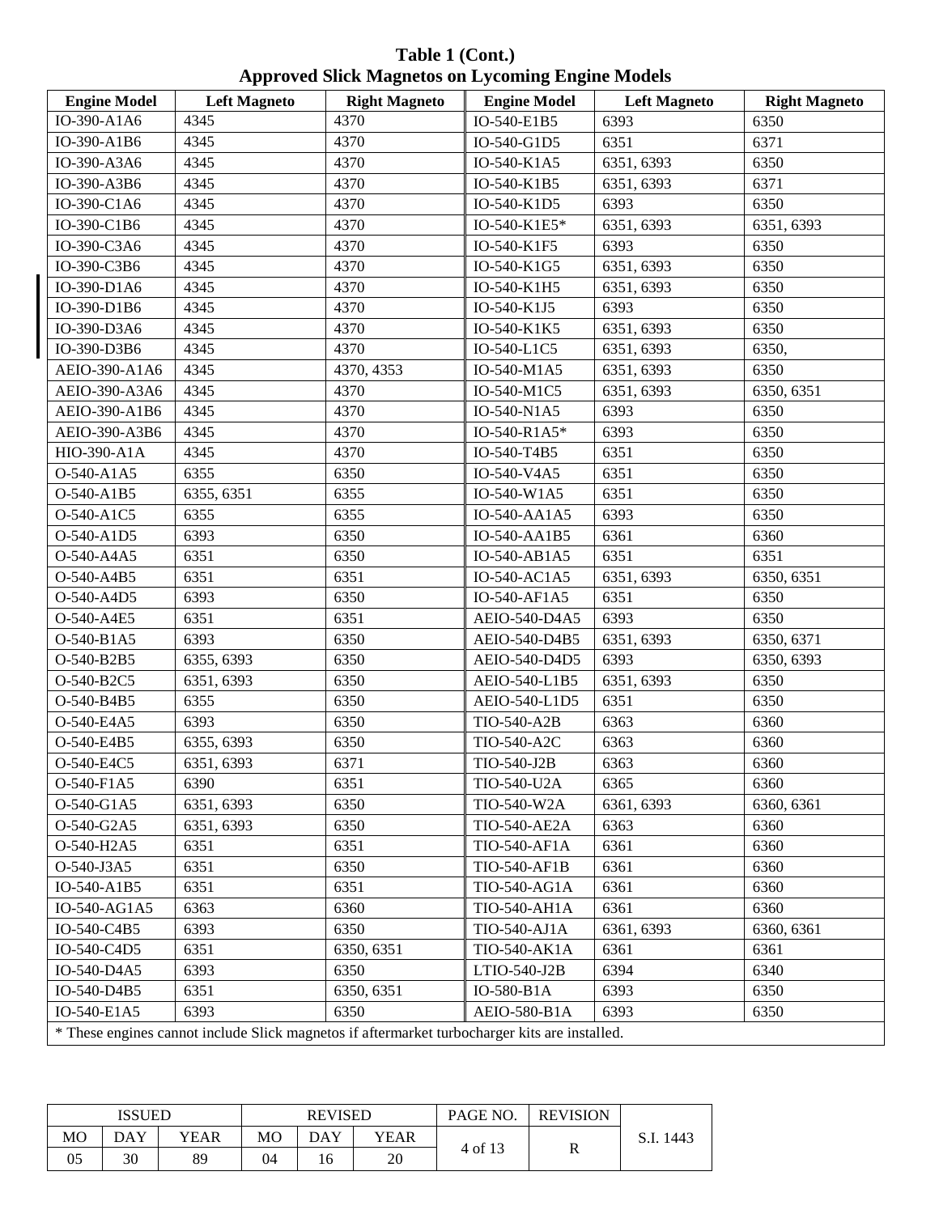**Table 1 (Cont.)**
**Approved Slick Magnetos on Lycoming Engine Models**

| Engine Model | Left Magneto | Right Magneto | Engine Model | Left Magneto | Right Magneto |
|---|---|---|---|---|---|
| IO-390-A1A6 | 4345 | 4370 | IO-540-E1B5 | 6393 | 6350 |
| IO-390-A1B6 | 4345 | 4370 | IO-540-G1D5 | 6351 | 6371 |
| IO-390-A3A6 | 4345 | 4370 | IO-540-K1A5 | 6351, 6393 | 6350 |
| IO-390-A3B6 | 4345 | 4370 | IO-540-K1B5 | 6351, 6393 | 6371 |
| IO-390-C1A6 | 4345 | 4370 | IO-540-K1D5 | 6393 | 6350 |
| IO-390-C1B6 | 4345 | 4370 | IO-540-K1E5* | 6351, 6393 | 6351, 6393 |
| IO-390-C3A6 | 4345 | 4370 | IO-540-K1F5 | 6393 | 6350 |
| IO-390-C3B6 | 4345 | 4370 | IO-540-K1G5 | 6351, 6393 | 6350 |
| IO-390-D1A6 | 4345 | 4370 | IO-540-K1H5 | 6351, 6393 | 6350 |
| IO-390-D1B6 | 4345 | 4370 | IO-540-K1J5 | 6393 | 6350 |
| IO-390-D3A6 | 4345 | 4370 | IO-540-K1K5 | 6351, 6393 | 6350 |
| IO-390-D3B6 | 4345 | 4370 | IO-540-L1C5 | 6351, 6393 | 6350, |
| AEIO-390-A1A6 | 4345 | 4370, 4353 | IO-540-M1A5 | 6351, 6393 | 6350 |
| AEIO-390-A3A6 | 4345 | 4370 | IO-540-M1C5 | 6351, 6393 | 6350, 6351 |
| AEIO-390-A1B6 | 4345 | 4370 | IO-540-N1A5 | 6393 | 6350 |
| AEIO-390-A3B6 | 4345 | 4370 | IO-540-R1A5* | 6393 | 6350 |
| HIO-390-A1A | 4345 | 4370 | IO-540-T4B5 | 6351 | 6350 |
| O-540-A1A5 | 6355 | 6350 | IO-540-V4A5 | 6351 | 6350 |
| O-540-A1B5 | 6355, 6351 | 6355 | IO-540-W1A5 | 6351 | 6350 |
| O-540-A1C5 | 6355 | 6355 | IO-540-AA1A5 | 6393 | 6350 |
| O-540-A1D5 | 6393 | 6350 | IO-540-AA1B5 | 6361 | 6360 |
| O-540-A4A5 | 6351 | 6350 | IO-540-AB1A5 | 6351 | 6351 |
| O-540-A4B5 | 6351 | 6351 | IO-540-AC1A5 | 6351, 6393 | 6350, 6351 |
| O-540-A4D5 | 6393 | 6350 | IO-540-AF1A5 | 6351 | 6350 |
| O-540-A4E5 | 6351 | 6351 | AEIO-540-D4A5 | 6393 | 6350 |
| O-540-B1A5 | 6393 | 6350 | AEIO-540-D4B5 | 6351, 6393 | 6350, 6371 |
| O-540-B2B5 | 6355, 6393 | 6350 | AEIO-540-D4D5 | 6393 | 6350, 6393 |
| O-540-B2C5 | 6351, 6393 | 6350 | AEIO-540-L1B5 | 6351, 6393 | 6350 |
| O-540-B4B5 | 6355 | 6350 | AEIO-540-L1D5 | 6351 | 6350 |
| O-540-E4A5 | 6393 | 6350 | TIO-540-A2B | 6363 | 6360 |
| O-540-E4B5 | 6355, 6393 | 6350 | TIO-540-A2C | 6363 | 6360 |
| O-540-E4C5 | 6351, 6393 | 6371 | TIO-540-J2B | 6363 | 6360 |
| O-540-F1A5 | 6390 | 6351 | TIO-540-U2A | 6365 | 6360 |
| O-540-G1A5 | 6351, 6393 | 6350 | TIO-540-W2A | 6361, 6393 | 6360, 6361 |
| O-540-G2A5 | 6351, 6393 | 6350 | TIO-540-AE2A | 6363 | 6360 |
| O-540-H2A5 | 6351 | 6351 | TIO-540-AF1A | 6361 | 6360 |
| O-540-J3A5 | 6351 | 6350 | TIO-540-AF1B | 6361 | 6360 |
| IO-540-A1B5 | 6351 | 6351 | TIO-540-AG1A | 6361 | 6360 |
| IO-540-AG1A5 | 6363 | 6360 | TIO-540-AH1A | 6361 | 6360 |
| IO-540-C4B5 | 6393 | 6350 | TIO-540-AJ1A | 6361, 6393 | 6360, 6361 |
| IO-540-C4D5 | 6351 | 6350, 6351 | TIO-540-AK1A | 6361 | 6361 |
| IO-540-D4A5 | 6393 | 6350 | LTIO-540-J2B | 6394 | 6340 |
| IO-540-D4B5 | 6351 | 6350, 6351 | IO-580-B1A | 6393 | 6350 |
| IO-540-E1A5 | 6393 | 6350 | AEIO-580-B1A | 6393 | 6350 |

\* These engines cannot include Slick magnetos if aftermarket turbocharger kits are installed.

| ISSUED | | | REVISED | | | PAGE NO. | REVISION | |
|---|---|---|---|---|---|---|---|---|
| MO | DAY | YEAR | MO | DAY | YEAR | 4 of 13 | R | S.I. 1443 |
| 05 | 30 | 89 | 04 | 16 | 20 | | | |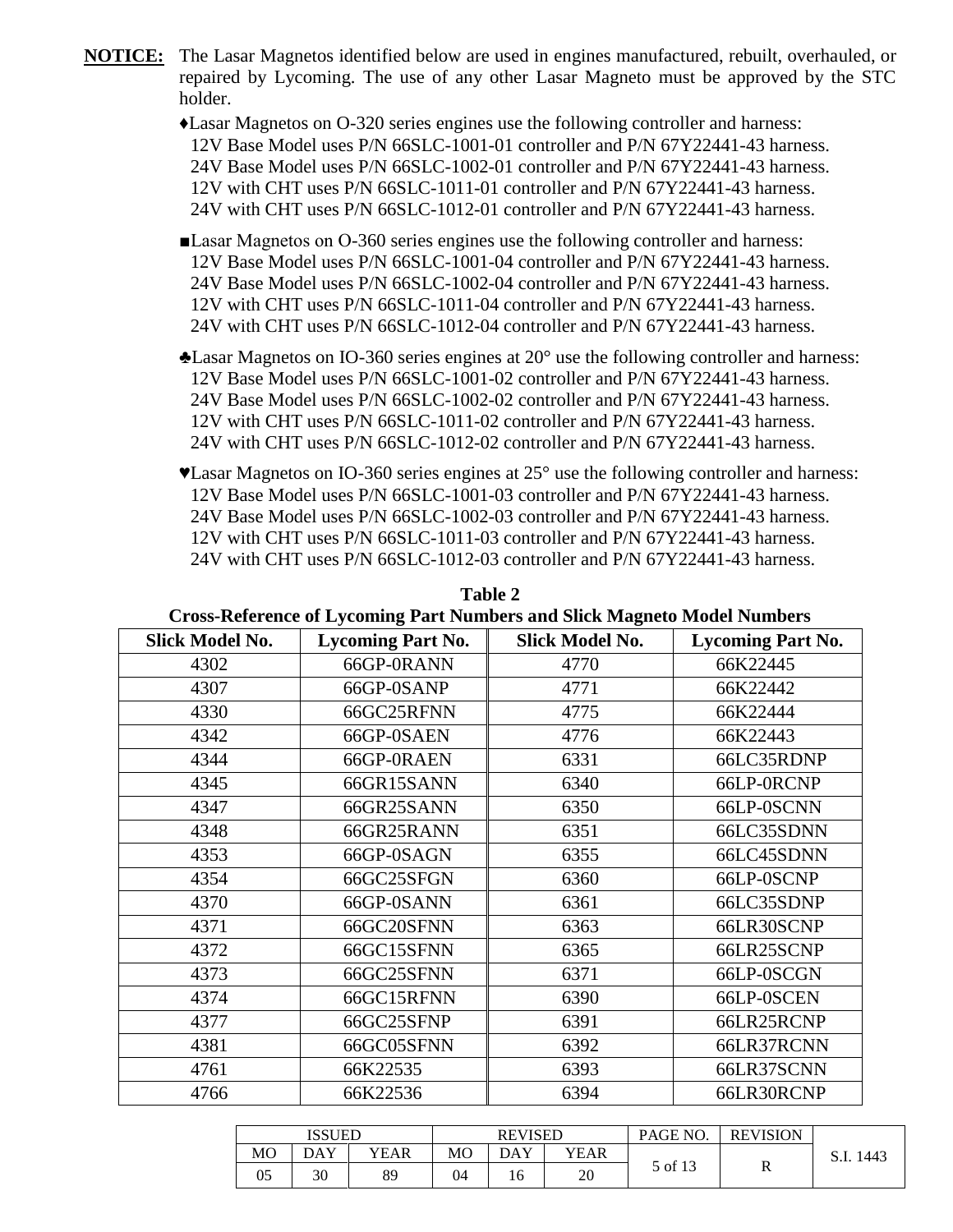**NOTICE:** The Lasar Magnetos identified below are used in engines manufactured, rebuilt, overhauled, or repaired by Lycoming. The use of any other Lasar Magneto must be approved by the STC holder.

♦Lasar Magnetos on O-320 series engines use the following controller and harness:
12V Base Model uses P/N 66SLC-1001-01 controller and P/N 67Y22441-43 harness.
24V Base Model uses P/N 66SLC-1002-01 controller and P/N 67Y22441-43 harness.
12V with CHT uses P/N 66SLC-1011-01 controller and P/N 67Y22441-43 harness.
24V with CHT uses P/N 66SLC-1012-01 controller and P/N 67Y22441-43 harness.

■Lasar Magnetos on O-360 series engines use the following controller and harness:
12V Base Model uses P/N 66SLC-1001-04 controller and P/N 67Y22441-43 harness.
24V Base Model uses P/N 66SLC-1002-04 controller and P/N 67Y22441-43 harness.
12V with CHT uses P/N 66SLC-1011-04 controller and P/N 67Y22441-43 harness.
24V with CHT uses P/N 66SLC-1012-04 controller and P/N 67Y22441-43 harness.

♣Lasar Magnetos on IO-360 series engines at 20° use the following controller and harness:
12V Base Model uses P/N 66SLC-1001-02 controller and P/N 67Y22441-43 harness.
24V Base Model uses P/N 66SLC-1002-02 controller and P/N 67Y22441-43 harness.
12V with CHT uses P/N 66SLC-1011-02 controller and P/N 67Y22441-43 harness.
24V with CHT uses P/N 66SLC-1012-02 controller and P/N 67Y22441-43 harness.

♥Lasar Magnetos on IO-360 series engines at 25° use the following controller and harness:
12V Base Model uses P/N 66SLC-1001-03 controller and P/N 67Y22441-43 harness.
24V Base Model uses P/N 66SLC-1002-03 controller and P/N 67Y22441-43 harness.
12V with CHT uses P/N 66SLC-1011-03 controller and P/N 67Y22441-43 harness.
24V with CHT uses P/N 66SLC-1012-03 controller and P/N 67Y22441-43 harness.

**Table 2**
**Cross-Reference of Lycoming Part Numbers and Slick Magneto Model Numbers**

| Slick Model No. | Lycoming Part No. | Slick Model No. | Lycoming Part No. |
|---|---|---|---|
| 4302 | 66GP-0RANN | 4770 | 66K22445 |
| 4307 | 66GP-0SANP | 4771 | 66K22442 |
| 4330 | 66GC25RFNN | 4775 | 66K22444 |
| 4342 | 66GP-0SAEN | 4776 | 66K22443 |
| 4344 | 66GP-0RAEN | 6331 | 66LC35RDNP |
| 4345 | 66GR15SANN | 6340 | 66LP-0RCNP |
| 4347 | 66GR25SANN | 6350 | 66LP-0SCNN |
| 4348 | 66GR25RANN | 6351 | 66LC35SDNN |
| 4353 | 66GP-0SAGN | 6355 | 66LC45SDNN |
| 4354 | 66GC25SFGN | 6360 | 66LP-0SCNP |
| 4370 | 66GP-0SANN | 6361 | 66LC35SDNP |
| 4371 | 66GC20SFNN | 6363 | 66LR30SCNP |
| 4372 | 66GC15SFNN | 6365 | 66LR25SCNP |
| 4373 | 66GC25SFNN | 6371 | 66LP-0SCGN |
| 4374 | 66GC15RFNN | 6390 | 66LP-0SCEN |
| 4377 | 66GC25SFNP | 6391 | 66LR25RCNP |
| 4381 | 66GC05SFNN | 6392 | 66LR37RCNN |
| 4761 | 66K22535 | 6393 | 66LR37SCNN |
| 4766 | 66K22536 | 6394 | 66LR30RCNP |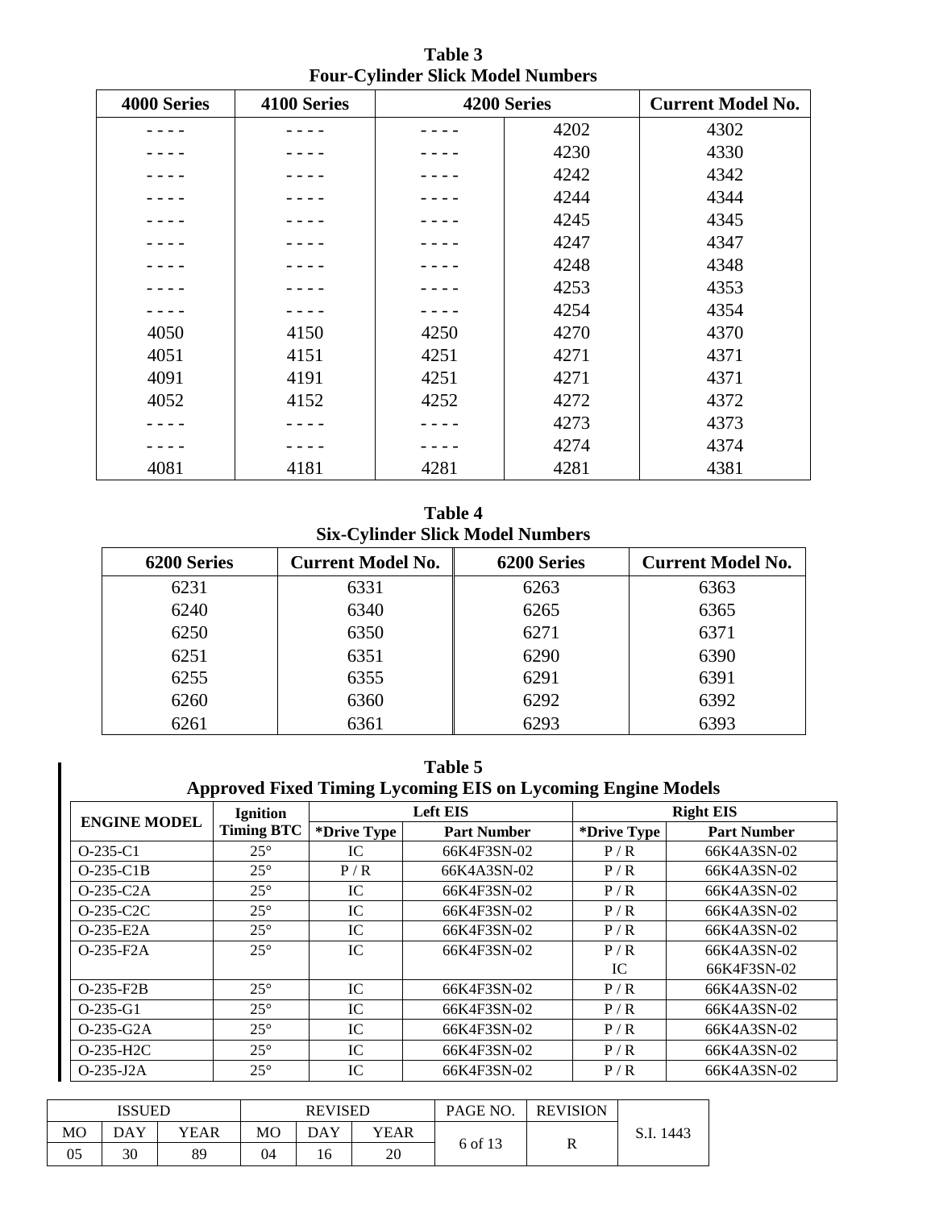**Table 3**
**Four-Cylinder Slick Model Numbers**

| 4000 Series | 4100 Series | 4200 Series | | Current Model No. |
|---|---|---|---|---|
| - - - - | - - - - | - - - - | 4202 | 4302 |
| - - - - | - - - - | - - - - | 4230 | 4330 |
| - - - - | - - - - | - - - - | 4242 | 4342 |
| - - - - | - - - - | - - - - | 4244 | 4344 |
| - - - - | - - - - | - - - - | 4245 | 4345 |
| - - - - | - - - - | - - - - | 4247 | 4347 |
| - - - - | - - - - | - - - - | 4248 | 4348 |
| - - - - | - - - - | - - - - | 4253 | 4353 |
| - - - - | - - - - | - - - - | 4254 | 4354 |
| 4050 | 4150 | 4250 | 4270 | 4370 |
| 4051 | 4151 | 4251 | 4271 | 4371 |
| 4091 | 4191 | 4251 | 4271 | 4371 |
| 4052 | 4152 | 4252 | 4272 | 4372 |
| - - - - | - - - - | - - - - | 4273 | 4373 |
| - - - - | - - - - | - - - - | 4274 | 4374 |
| 4081 | 4181 | 4281 | 4281 | 4381 |

**Table 4**
**Six-Cylinder Slick Model Numbers**

| 6200 Series | Current Model No. | 6200 Series | Current Model No. |
|---|---|---|---|
| 6231 | 6331 | 6263 | 6363 |
| 6240 | 6340 | 6265 | 6365 |
| 6250 | 6350 | 6271 | 6371 |
| 6251 | 6351 | 6290 | 6390 |
| 6255 | 6355 | 6291 | 6391 |
| 6260 | 6360 | 6292 | 6392 |
| 6261 | 6361 | 6293 | 6393 |

**Table 5**
**Approved Fixed Timing Lycoming EIS on Lycoming Engine Models**

| ENGINE MODEL | Ignition Timing BTC | Left EIS | | Right EIS | |
|---|---|---|---|---|---|
| | | *Drive Type | Part Number | *Drive Type | Part Number |
| O-235-C1 | 25° | IC | 66K4F3SN-02 | P / R | 66K4A3SN-02 |
| O-235-C1B | 25° | P / R | 66K4A3SN-02 | P / R | 66K4A3SN-02 |
| O-235-C2A | 25° | IC | 66K4F3SN-02 | P / R | 66K4A3SN-02 |
| O-235-C2C | 25° | IC | 66K4F3SN-02 | P / R | 66K4A3SN-02 |
| O-235-E2A | 25° | IC | 66K4F3SN-02 | P / R | 66K4A3SN-02 |
| O-235-F2A | 25° | IC | 66K4F3SN-02 | P / R<br>IC | 66K4A3SN-02<br>66K4F3SN-02 |
| O-235-F2B | 25° | IC | 66K4F3SN-02 | P / R | 66K4A3SN-02 |
| O-235-G1 | 25° | IC | 66K4F3SN-02 | P / R | 66K4A3SN-02 |
| O-235-G2A | 25° | IC | 66K4F3SN-02 | P / R | 66K4A3SN-02 |
| O-235-H2C | 25° | IC | 66K4F3SN-02 | P / R | 66K4A3SN-02 |
| O-235-J2A | 25° | IC | 66K4F3SN-02 | P / R | 66K4A3SN-02 |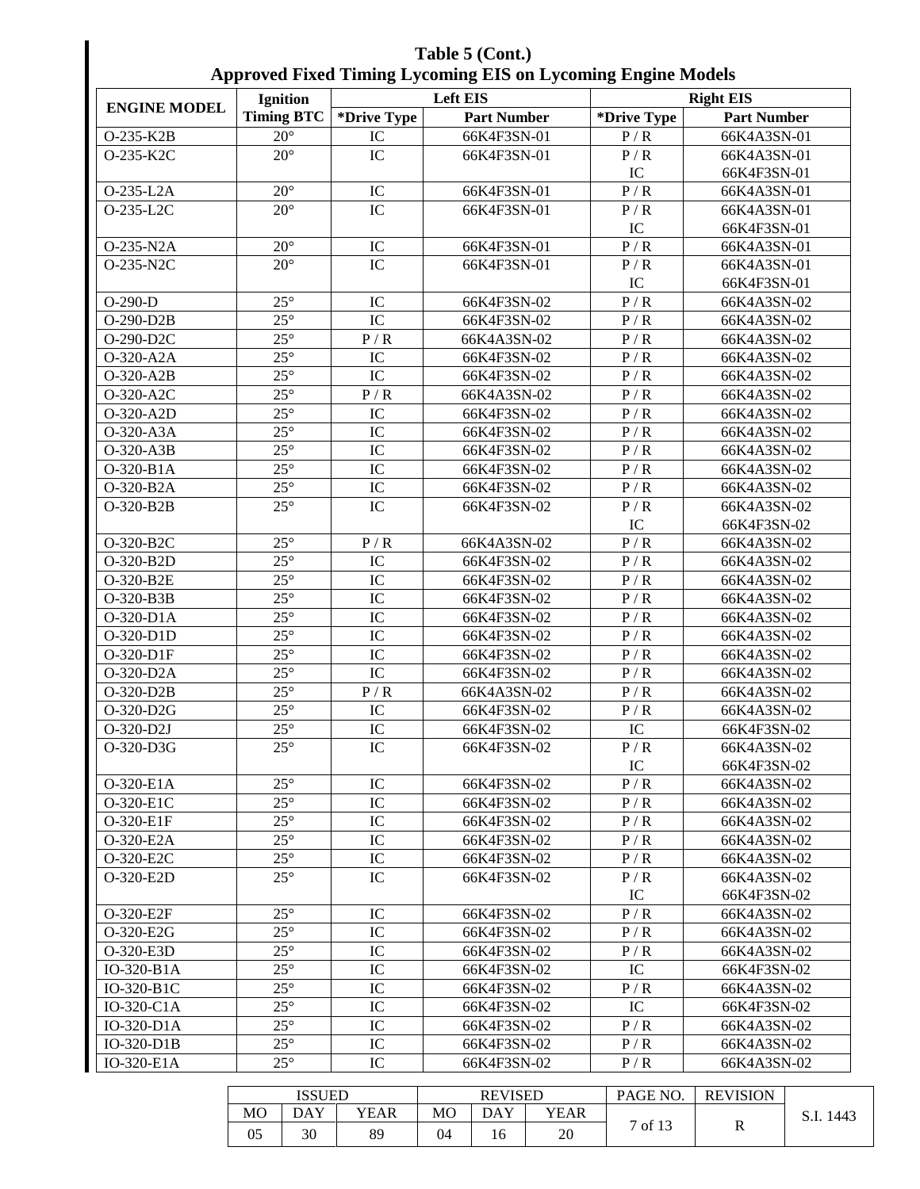**Table 5 (Cont.)**
**Approved Fixed Timing Lycoming EIS on Lycoming Engine Models**

| ENGINE MODEL | Ignition Timing BTC | Left EIS | | Right EIS | |
|---|---|---|---|---|---|
| | | *Drive Type | Part Number | *Drive Type | Part Number |
| O-235-K2B | 20° | IC | 66K4F3SN-01 | P / R | 66K4A3SN-01 |
| O-235-K2C | 20° | IC | 66K4F3SN-01 | P / R<br>IC | 66K4A3SN-01<br>66K4F3SN-01 |
| O-235-L2A | 20° | IC | 66K4F3SN-01 | P / R | 66K4A3SN-01 |
| O-235-L2C | 20° | IC | 66K4F3SN-01 | P / R<br>IC | 66K4A3SN-01<br>66K4F3SN-01 |
| O-235-N2A | 20° | IC | 66K4F3SN-01 | P / R | 66K4A3SN-01 |
| O-235-N2C | 20° | IC | 66K4F3SN-01 | P / R<br>IC | 66K4A3SN-01<br>66K4F3SN-01 |
| O-290-D | 25° | IC | 66K4F3SN-02 | P / R | 66K4A3SN-02 |
| O-290-D2B | 25° | IC | 66K4F3SN-02 | P / R | 66K4A3SN-02 |
| O-290-D2C | 25° | P / R | 66K4A3SN-02 | P / R | 66K4A3SN-02 |
| O-320-A2A | 25° | IC | 66K4F3SN-02 | P / R | 66K4A3SN-02 |
| O-320-A2B | 25° | IC | 66K4F3SN-02 | P / R | 66K4A3SN-02 |
| O-320-A2C | 25° | P / R | 66K4A3SN-02 | P / R | 66K4A3SN-02 |
| O-320-A2D | 25° | IC | 66K4F3SN-02 | P / R | 66K4A3SN-02 |
| O-320-A3A | 25° | IC | 66K4F3SN-02 | P / R | 66K4A3SN-02 |
| O-320-A3B | 25° | IC | 66K4F3SN-02 | P / R | 66K4A3SN-02 |
| O-320-B1A | 25° | IC | 66K4F3SN-02 | P / R | 66K4A3SN-02 |
| O-320-B2A | 25° | IC | 66K4F3SN-02 | P / R | 66K4A3SN-02 |
| O-320-B2B | 25° | IC | 66K4F3SN-02 | P / R<br>IC | 66K4A3SN-02<br>66K4F3SN-02 |
| O-320-B2C | 25° | P / R | 66K4A3SN-02 | P / R | 66K4A3SN-02 |
| O-320-B2D | 25° | IC | 66K4F3SN-02 | P / R | 66K4A3SN-02 |
| O-320-B2E | 25° | IC | 66K4F3SN-02 | P / R | 66K4A3SN-02 |
| O-320-B3B | 25° | IC | 66K4F3SN-02 | P / R | 66K4A3SN-02 |
| O-320-D1A | 25° | IC | 66K4F3SN-02 | P / R | 66K4A3SN-02 |
| O-320-D1D | 25° | IC | 66K4F3SN-02 | P / R | 66K4A3SN-02 |
| O-320-D1F | 25° | IC | 66K4F3SN-02 | P / R | 66K4A3SN-02 |
| O-320-D2A | 25° | IC | 66K4F3SN-02 | P / R | 66K4A3SN-02 |
| O-320-D2B | 25° | P / R | 66K4A3SN-02 | P / R | 66K4A3SN-02 |
| O-320-D2G | 25° | IC | 66K4F3SN-02 | P / R | 66K4A3SN-02 |
| O-320-D2J | 25° | IC | 66K4F3SN-02 | IC | 66K4F3SN-02 |
| O-320-D3G | 25° | IC | 66K4F3SN-02 | P / R<br>IC | 66K4A3SN-02<br>66K4F3SN-02 |
| O-320-E1A | 25° | IC | 66K4F3SN-02 | P / R | 66K4A3SN-02 |
| O-320-E1C | 25° | IC | 66K4F3SN-02 | P / R | 66K4A3SN-02 |
| O-320-E1F | 25° | IC | 66K4F3SN-02 | P / R | 66K4A3SN-02 |
| O-320-E2A | 25° | IC | 66K4F3SN-02 | P / R | 66K4A3SN-02 |
| O-320-E2C | 25° | IC | 66K4F3SN-02 | P / R | 66K4A3SN-02 |
| O-320-E2D | 25° | IC | 66K4F3SN-02 | P / R<br>IC | 66K4A3SN-02<br>66K4F3SN-02 |
| O-320-E2F | 25° | IC | 66K4F3SN-02 | P / R | 66K4A3SN-02 |
| O-320-E2G | 25° | IC | 66K4F3SN-02 | P / R | 66K4A3SN-02 |
| O-320-E3D | 25° | IC | 66K4F3SN-02 | P / R | 66K4A3SN-02 |
| IO-320-B1A | 25° | IC | 66K4F3SN-02 | IC | 66K4F3SN-02 |
| IO-320-B1C | 25° | IC | 66K4F3SN-02 | P / R | 66K4A3SN-02 |
| IO-320-C1A | 25° | IC | 66K4F3SN-02 | IC | 66K4F3SN-02 |
| IO-320-D1A | 25° | IC | 66K4F3SN-02 | P / R | 66K4A3SN-02 |
| IO-320-D1B | 25° | IC | 66K4F3SN-02 | P / R | 66K4A3SN-02 |
| IO-320-E1A | 25° | IC | 66K4F3SN-02 | P / R | 66K4A3SN-02 |

| ISSUED | | | REVISED | | | PAGE NO. | REVISION | S.I. 1443 |
|---|---|---|---|---|---|---|---|---|
| MO | DAY | YEAR | MO | DAY | YEAR | 7 of 13 | R | |
| 05 | 30 | 89 | 04 | 16 | 20 | | | |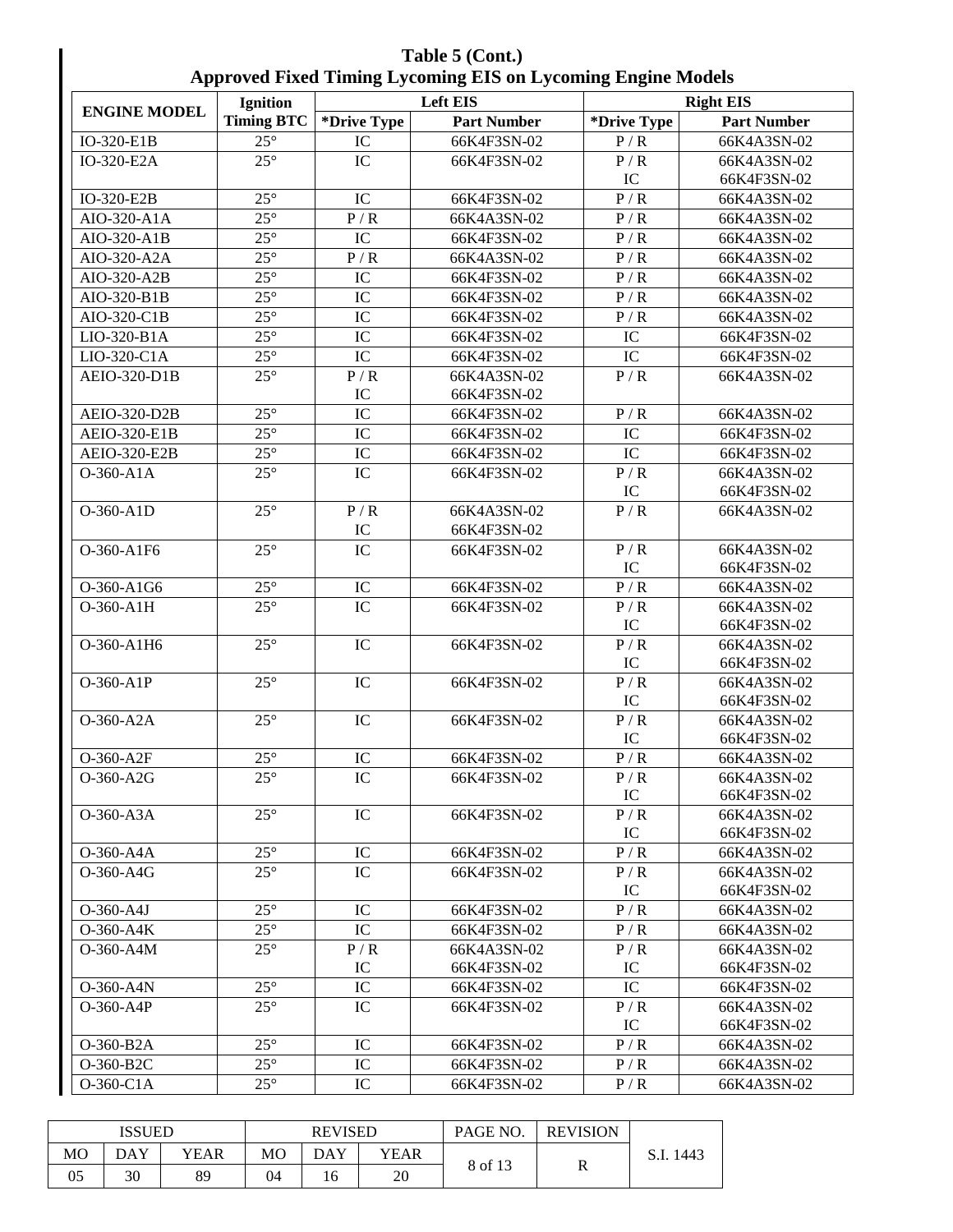**Table 5 (Cont.)**
**Approved Fixed Timing Lycoming EIS on Lycoming Engine Models**

| ENGINE MODEL | Ignition Timing BTC | Left EIS | | Right EIS | |
|---|---|---|---|---|---|
| | | *Drive Type | Part Number | *Drive Type | Part Number |
| IO-320-E1B | 25° | IC | 66K4F3SN-02 | P / R | 66K4A3SN-02 |
| IO-320-E2A | 25° | IC | 66K4F3SN-02 | P / R<br>IC | 66K4A3SN-02<br>66K4F3SN-02 |
| IO-320-E2B | 25° | IC | 66K4F3SN-02 | P / R | 66K4A3SN-02 |
| AIO-320-A1A | 25° | P / R | 66K4A3SN-02 | P / R | 66K4A3SN-02 |
| AIO-320-A1B | 25° | IC | 66K4F3SN-02 | P / R | 66K4A3SN-02 |
| AIO-320-A2A | 25° | P / R | 66K4A3SN-02 | P / R | 66K4A3SN-02 |
| AIO-320-A2B | 25° | IC | 66K4F3SN-02 | P / R | 66K4A3SN-02 |
| AIO-320-B1B | 25° | IC | 66K4F3SN-02 | P / R | 66K4A3SN-02 |
| AIO-320-C1B | 25° | IC | 66K4F3SN-02 | P / R | 66K4A3SN-02 |
| LIO-320-B1A | 25° | IC | 66K4F3SN-02 | IC | 66K4F3SN-02 |
| LIO-320-C1A | 25° | IC | 66K4F3SN-02 | IC | 66K4F3SN-02 |
| AEIO-320-D1B | 25° | P / R<br>IC | 66K4A3SN-02<br>66K4F3SN-02 | P / R | 66K4A3SN-02 |
| AEIO-320-D2B | 25° | IC | 66K4F3SN-02 | P / R | 66K4A3SN-02 |
| AEIO-320-E1B | 25° | IC | 66K4F3SN-02 | IC | 66K4F3SN-02 |
| AEIO-320-E2B | 25° | IC | 66K4F3SN-02 | IC | 66K4F3SN-02 |
| O-360-A1A | 25° | IC | 66K4F3SN-02 | P / R<br>IC | 66K4A3SN-02<br>66K4F3SN-02 |
| O-360-A1D | 25° | P / R<br>IC | 66K4A3SN-02<br>66K4F3SN-02 | P / R | 66K4A3SN-02 |
| O-360-A1F6 | 25° | IC | 66K4F3SN-02 | P / R<br>IC | 66K4A3SN-02<br>66K4F3SN-02 |
| O-360-A1G6 | 25° | IC | 66K4F3SN-02 | P / R | 66K4A3SN-02 |
| O-360-A1H | 25° | IC | 66K4F3SN-02 | P / R<br>IC | 66K4A3SN-02<br>66K4F3SN-02 |
| O-360-A1H6 | 25° | IC | 66K4F3SN-02 | P / R<br>IC | 66K4A3SN-02<br>66K4F3SN-02 |
| O-360-A1P | 25° | IC | 66K4F3SN-02 | P / R<br>IC | 66K4A3SN-02<br>66K4F3SN-02 |
| O-360-A2A | 25° | IC | 66K4F3SN-02 | P / R<br>IC | 66K4A3SN-02<br>66K4F3SN-02 |
| O-360-A2F | 25° | IC | 66K4F3SN-02 | P / R | 66K4A3SN-02 |
| O-360-A2G | 25° | IC | 66K4F3SN-02 | P / R<br>IC | 66K4A3SN-02<br>66K4F3SN-02 |
| O-360-A3A | 25° | IC | 66K4F3SN-02 | P / R<br>IC | 66K4A3SN-02<br>66K4F3SN-02 |
| O-360-A4A | 25° | IC | 66K4F3SN-02 | P / R | 66K4A3SN-02 |
| O-360-A4G | 25° | IC | 66K4F3SN-02 | P / R<br>IC | 66K4A3SN-02<br>66K4F3SN-02 |
| O-360-A4J | 25° | IC | 66K4F3SN-02 | P / R | 66K4A3SN-02 |
| O-360-A4K | 25° | IC | 66K4F3SN-02 | P / R | 66K4A3SN-02 |
| O-360-A4M | 25° | P / R<br>IC | 66K4A3SN-02<br>66K4F3SN-02 | P / R<br>IC | 66K4A3SN-02<br>66K4F3SN-02 |
| O-360-A4N | 25° | IC | 66K4F3SN-02 | IC | 66K4F3SN-02 |
| O-360-A4P | 25° | IC | 66K4F3SN-02 | P / R<br>IC | 66K4A3SN-02<br>66K4F3SN-02 |
| O-360-B2A | 25° | IC | 66K4F3SN-02 | P / R | 66K4A3SN-02 |
| O-360-B2C | 25° | IC | 66K4F3SN-02 | P / R | 66K4A3SN-02 |
| O-360-C1A | 25° | IC | 66K4F3SN-02 | P / R | 66K4A3SN-02 |

| ISSUED | | | REVISED | | | PAGE NO. | REVISION | S.I. 1443 |
|---|---|---|---|---|---|---|---|---|
| MO | DAY | YEAR | MO | DAY | YEAR | 8 of 13 | R | |
| 05 | 30 | 89 | 04 | 16 | 20 | | | |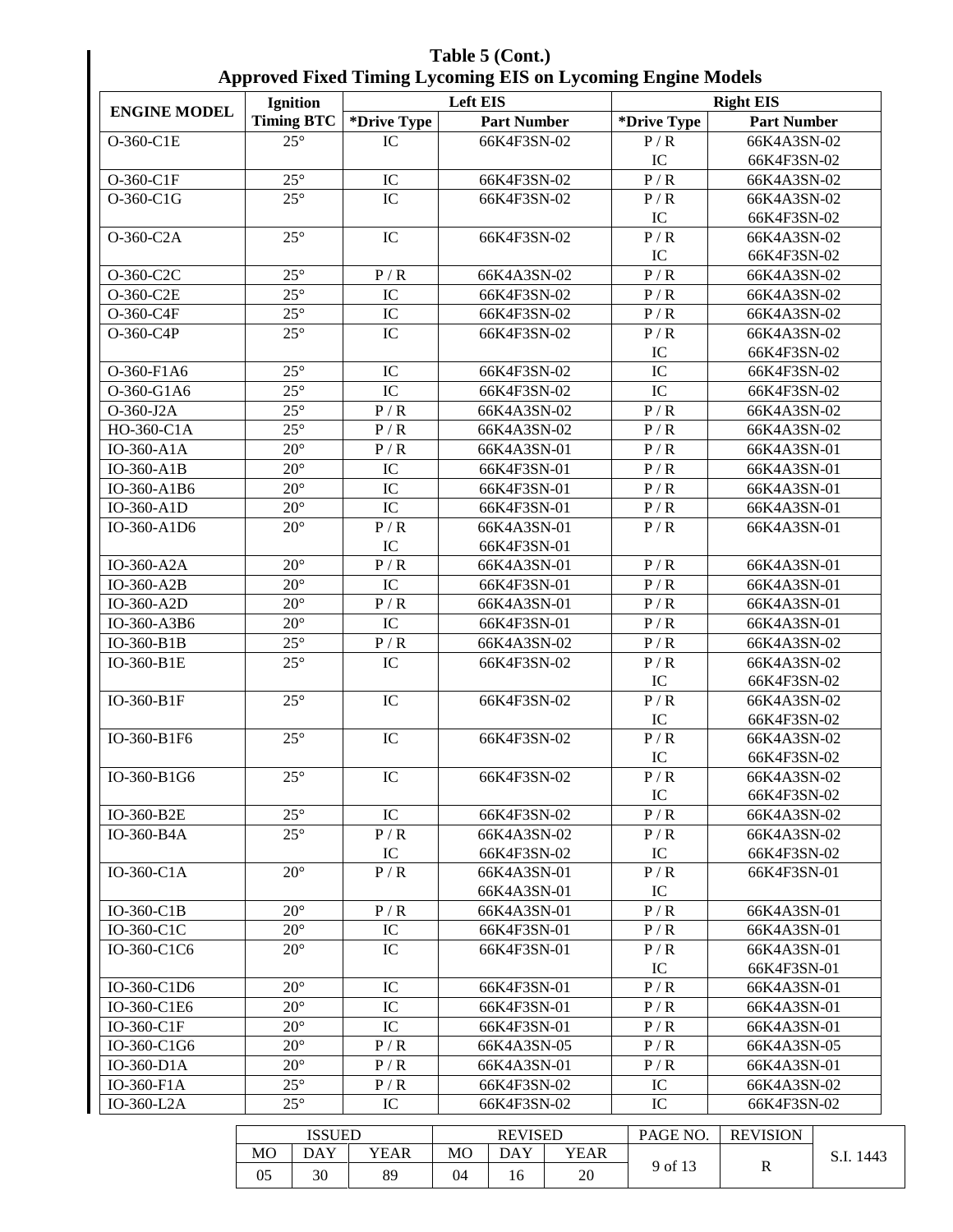## Table 5 (Cont.)
## Approved Fixed Timing Lycoming EIS on Lycoming Engine Models

| ENGINE MODEL | Ignition Timing BTC | Left EIS | | Right EIS | |
|---|---|---|---|---|---|
| | | *Drive Type | Part Number | *Drive Type | Part Number |
| O-360-C1E | 25° | IC | 66K4F3SN-02 | P / R<br>IC | 66K4A3SN-02<br>66K4F3SN-02 |
| O-360-C1F | 25° | IC | 66K4F3SN-02 | P / R | 66K4A3SN-02 |
| O-360-C1G | 25° | IC | 66K4F3SN-02 | P / R<br>IC | 66K4A3SN-02<br>66K4F3SN-02 |
| O-360-C2A | 25° | IC | 66K4F3SN-02 | P / R<br>IC | 66K4A3SN-02<br>66K4F3SN-02 |
| O-360-C2C | 25° | P / R | 66K4A3SN-02 | P / R | 66K4A3SN-02 |
| O-360-C2E | 25° | IC | 66K4F3SN-02 | P / R | 66K4A3SN-02 |
| O-360-C4F | 25° | IC | 66K4F3SN-02 | P / R | 66K4A3SN-02 |
| O-360-C4P | 25° | IC | 66K4F3SN-02 | P / R<br>IC | 66K4A3SN-02<br>66K4F3SN-02 |
| O-360-F1A6 | 25° | IC | 66K4F3SN-02 | IC | 66K4F3SN-02 |
| O-360-G1A6 | 25° | IC | 66K4F3SN-02 | IC | 66K4F3SN-02 |
| O-360-J2A | 25° | P / R | 66K4A3SN-02 | P / R | 66K4A3SN-02 |
| HO-360-C1A | 25° | P / R | 66K4A3SN-02 | P / R | 66K4A3SN-02 |
| IO-360-A1A | 20° | P / R | 66K4A3SN-01 | P / R | 66K4A3SN-01 |
| IO-360-A1B | 20° | IC | 66K4F3SN-01 | P / R | 66K4A3SN-01 |
| IO-360-A1B6 | 20° | IC | 66K4F3SN-01 | P / R | 66K4A3SN-01 |
| IO-360-A1D | 20° | IC | 66K4F3SN-01 | P / R | 66K4A3SN-01 |
| IO-360-A1D6 | 20° | P / R<br>IC | 66K4A3SN-01<br>66K4F3SN-01 | P / R | 66K4A3SN-01 |
| IO-360-A2A | 20° | P / R | 66K4A3SN-01 | P / R | 66K4A3SN-01 |
| IO-360-A2B | 20° | IC | 66K4F3SN-01 | P / R | 66K4A3SN-01 |
| IO-360-A2D | 20° | P / R | 66K4A3SN-01 | P / R | 66K4A3SN-01 |
| IO-360-A3B6 | 20° | IC | 66K4F3SN-01 | P / R | 66K4A3SN-01 |
| IO-360-B1B | 25° | P / R | 66K4A3SN-02 | P / R | 66K4A3SN-02 |
| IO-360-B1E | 25° | IC | 66K4F3SN-02 | P / R<br>IC | 66K4A3SN-02<br>66K4F3SN-02 |
| IO-360-B1F | 25° | IC | 66K4F3SN-02 | P / R<br>IC | 66K4A3SN-02<br>66K4F3SN-02 |
| IO-360-B1F6 | 25° | IC | 66K4F3SN-02 | P / R<br>IC | 66K4A3SN-02<br>66K4F3SN-02 |
| IO-360-B1G6 | 25° | IC | 66K4F3SN-02 | P / R<br>IC | 66K4A3SN-02<br>66K4F3SN-02 |
| IO-360-B2E | 25° | IC | 66K4F3SN-02 | P / R | 66K4A3SN-02 |
| IO-360-B4A | 25° | P / R<br>IC | 66K4A3SN-02<br>66K4F3SN-02 | P / R<br>IC | 66K4A3SN-02<br>66K4F3SN-02 |
| IO-360-C1A | 20° | P / R | 66K4A3SN-01<br>66K4A3SN-01 | P / R<br>IC | 66K4F3SN-01 |
| IO-360-C1B | 20° | P / R | 66K4A3SN-01 | P / R | 66K4A3SN-01 |
| IO-360-C1C | 20° | IC | 66K4F3SN-01 | P / R | 66K4A3SN-01 |
| IO-360-C1C6 | 20° | IC | 66K4F3SN-01 | P / R<br>IC | 66K4A3SN-01<br>66K4F3SN-01 |
| IO-360-C1D6 | 20° | IC | 66K4F3SN-01 | P / R | 66K4A3SN-01 |
| IO-360-C1E6 | 20° | IC | 66K4F3SN-01 | P / R | 66K4A3SN-01 |
| IO-360-C1F | 20° | IC | 66K4F3SN-01 | P / R | 66K4A3SN-01 |
| IO-360-C1G6 | 20° | P / R | 66K4A3SN-05 | P / R | 66K4A3SN-05 |
| IO-360-D1A | 20° | P / R | 66K4A3SN-01 | P / R | 66K4A3SN-01 |
| IO-360-F1A | 25° | P / R | 66K4F3SN-02 | IC | 66K4A3SN-02 |
| IO-360-L2A | 25° | IC | 66K4F3SN-02 | IC | 66K4F3SN-02 |

| ISSUED | | | REVISED | | | PAGE NO. | REVISION | S.I. 1443 |
|---|---|---|---|---|---|---|---|---|
| MO | DAY | YEAR | MO | DAY | YEAR | 9 of 13 | R | |
| 05 | 30 | 89 | 04 | 16 | 20 | | | |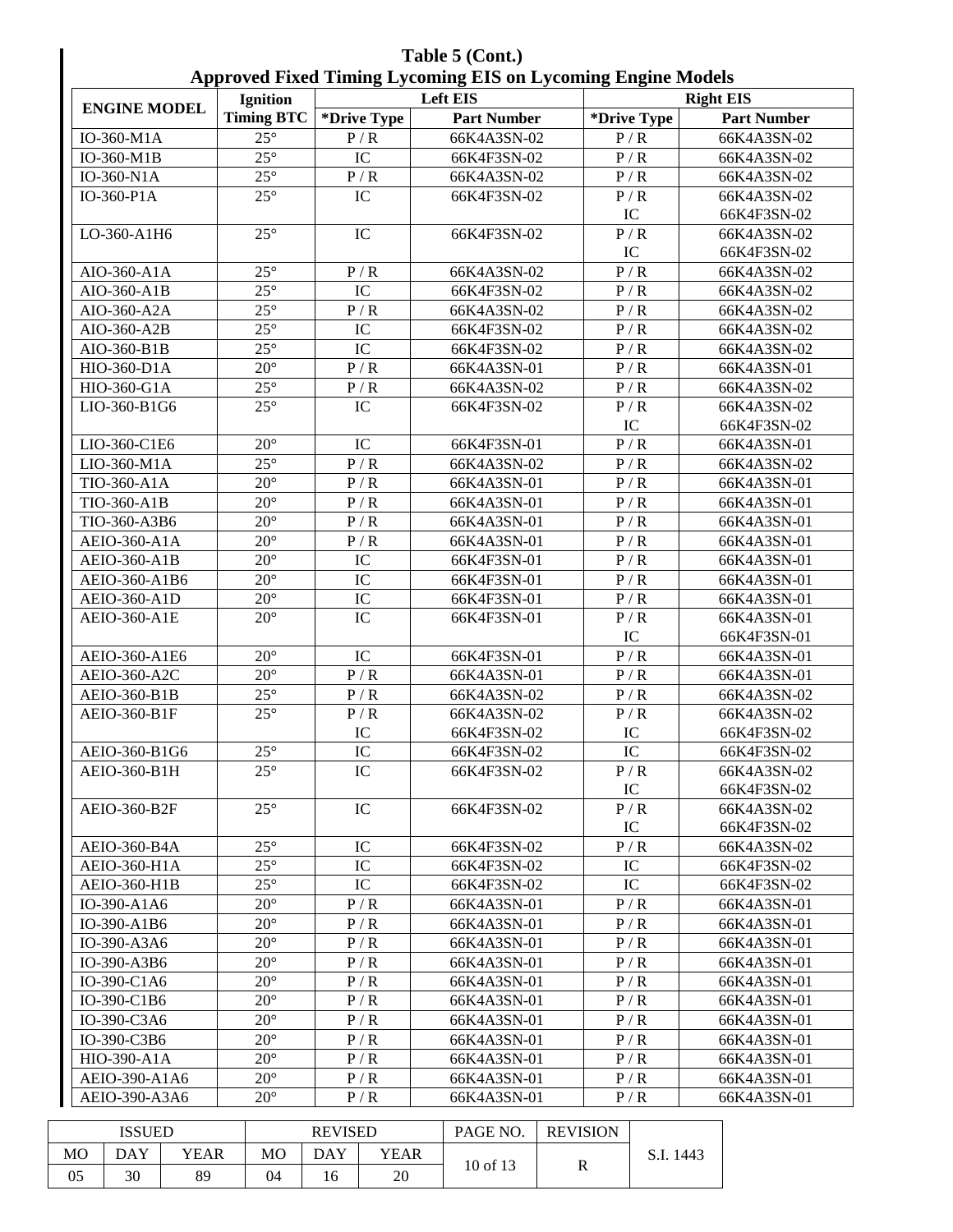**Table 5 (Cont.)**

**Approved Fixed Timing Lycoming EIS on Lycoming Engine Models**

| ENGINE MODEL | Ignition Timing BTC | Left EIS | | Right EIS | |
|---|---|---|---|---|---|
| | | *Drive Type | Part Number | *Drive Type | Part Number |
| IO-360-M1A | 25° | P / R | 66K4A3SN-02 | P / R | 66K4A3SN-02 |
| IO-360-M1B | 25° | IC | 66K4F3SN-02 | P / R | 66K4A3SN-02 |
| IO-360-N1A | 25° | P / R | 66K4A3SN-02 | P / R | 66K4A3SN-02 |
| IO-360-P1A | 25° | IC | 66K4F3SN-02 | P / R<br>IC | 66K4A3SN-02<br>66K4F3SN-02 |
| LO-360-A1H6 | 25° | IC | 66K4F3SN-02 | P / R<br>IC | 66K4A3SN-02<br>66K4F3SN-02 |
| AIO-360-A1A | 25° | P / R | 66K4A3SN-02 | P / R | 66K4A3SN-02 |
| AIO-360-A1B | 25° | IC | 66K4F3SN-02 | P / R | 66K4A3SN-02 |
| AIO-360-A2A | 25° | P / R | 66K4A3SN-02 | P / R | 66K4A3SN-02 |
| AIO-360-A2B | 25° | IC | 66K4F3SN-02 | P / R | 66K4A3SN-02 |
| AIO-360-B1B | 25° | IC | 66K4F3SN-02 | P / R | 66K4A3SN-02 |
| HIO-360-D1A | 20° | P / R | 66K4A3SN-01 | P / R | 66K4A3SN-01 |
| HIO-360-G1A | 25° | P / R | 66K4A3SN-02 | P / R | 66K4A3SN-02 |
| LIO-360-B1G6 | 25° | IC | 66K4F3SN-02 | P / R<br>IC | 66K4A3SN-02<br>66K4F3SN-02 |
| LIO-360-C1E6 | 20° | IC | 66K4F3SN-01 | P / R | 66K4A3SN-01 |
| LIO-360-M1A | 25° | P / R | 66K4A3SN-02 | P / R | 66K4A3SN-02 |
| TIO-360-A1A | 20° | P / R | 66K4A3SN-01 | P / R | 66K4A3SN-01 |
| TIO-360-A1B | 20° | P / R | 66K4A3SN-01 | P / R | 66K4A3SN-01 |
| TIO-360-A3B6 | 20° | P / R | 66K4A3SN-01 | P / R | 66K4A3SN-01 |
| AEIO-360-A1A | 20° | P / R | 66K4A3SN-01 | P / R | 66K4A3SN-01 |
| AEIO-360-A1B | 20° | IC | 66K4F3SN-01 | P / R | 66K4A3SN-01 |
| AEIO-360-A1B6 | 20° | IC | 66K4F3SN-01 | P / R | 66K4A3SN-01 |
| AEIO-360-A1D | 20° | IC | 66K4F3SN-01 | P / R | 66K4A3SN-01 |
| AEIO-360-A1E | 20° | IC | 66K4F3SN-01 | P / R<br>IC | 66K4A3SN-01<br>66K4F3SN-01 |
| AEIO-360-A1E6 | 20° | IC | 66K4F3SN-01 | P / R | 66K4A3SN-01 |
| AEIO-360-A2C | 20° | P / R | 66K4A3SN-01 | P / R | 66K4A3SN-01 |
| AEIO-360-B1B | 25° | P / R | 66K4A3SN-02 | P / R | 66K4A3SN-02 |
| AEIO-360-B1F | 25° | P / R<br>IC | 66K4A3SN-02<br>66K4F3SN-02 | P / R<br>IC | 66K4A3SN-02<br>66K4F3SN-02 |
| AEIO-360-B1G6 | 25° | IC | 66K4F3SN-02 | IC | 66K4F3SN-02 |
| AEIO-360-B1H | 25° | IC | 66K4F3SN-02 | P / R<br>IC | 66K4A3SN-02<br>66K4F3SN-02 |
| AEIO-360-B2F | 25° | IC | 66K4F3SN-02 | P / R<br>IC | 66K4A3SN-02<br>66K4F3SN-02 |
| AEIO-360-B4A | 25° | IC | 66K4F3SN-02 | P / R | 66K4A3SN-02 |
| AEIO-360-H1A | 25° | IC | 66K4F3SN-02 | IC | 66K4F3SN-02 |
| AEIO-360-H1B | 25° | IC | 66K4F3SN-02 | IC | 66K4F3SN-02 |
| IO-390-A1A6 | 20° | P / R | 66K4A3SN-01 | P / R | 66K4A3SN-01 |
| IO-390-A1B6 | 20° | P / R | 66K4A3SN-01 | P / R | 66K4A3SN-01 |
| IO-390-A3A6 | 20° | P / R | 66K4A3SN-01 | P / R | 66K4A3SN-01 |
| IO-390-A3B6 | 20° | P / R | 66K4A3SN-01 | P / R | 66K4A3SN-01 |
| IO-390-C1A6 | 20° | P / R | 66K4A3SN-01 | P / R | 66K4A3SN-01 |
| IO-390-C1B6 | 20° | P / R | 66K4A3SN-01 | P / R | 66K4A3SN-01 |
| IO-390-C3A6 | 20° | P / R | 66K4A3SN-01 | P / R | 66K4A3SN-01 |
| IO-390-C3B6 | 20° | P / R | 66K4A3SN-01 | P / R | 66K4A3SN-01 |
| HIO-390-A1A | 20° | P / R | 66K4A3SN-01 | P / R | 66K4A3SN-01 |
| AEIO-390-A1A6 | 20° | P / R | 66K4A3SN-01 | P / R | 66K4A3SN-01 |
| AEIO-390-A3A6 | 20° | P / R | 66K4A3SN-01 | P / R | 66K4A3SN-01 |

| ISSUED | | | REVISED | | | PAGE NO. | REVISION | S.I. 1443 |
|---|---|---|---|---|---|---|---|---|
| MO | DAY | YEAR | MO | DAY | YEAR | 10 of 13 | R | |
| 05 | 30 | 89 | 04 | 16 | 20 | | | |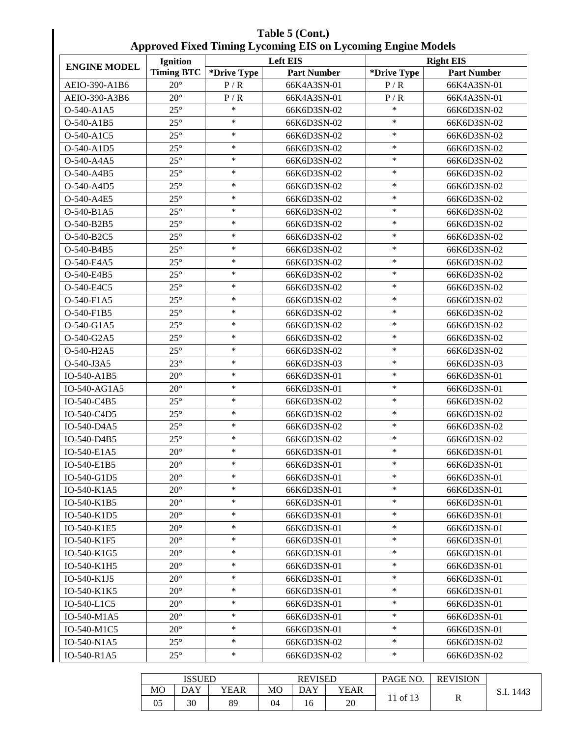**Table 5 (Cont.)**
**Approved Fixed Timing Lycoming EIS on Lycoming Engine Models**

| ENGINE MODEL | Ignition Timing BTC | Left EIS | | Right EIS | |
|---|---|---|---|---|---|
| | | *Drive Type | Part Number | *Drive Type | Part Number |
| AEIO-390-A1B6 | 20° | P / R | 66K4A3SN-01 | P / R | 66K4A3SN-01 |
| AEIO-390-A3B6 | 20° | P / R | 66K4A3SN-01 | P / R | 66K4A3SN-01 |
| O-540-A1A5 | 25° | * | 66K6D3SN-02 | * | 66K6D3SN-02 |
| O-540-A1B5 | 25° | * | 66K6D3SN-02 | * | 66K6D3SN-02 |
| O-540-A1C5 | 25° | * | 66K6D3SN-02 | * | 66K6D3SN-02 |
| O-540-A1D5 | 25° | * | 66K6D3SN-02 | * | 66K6D3SN-02 |
| O-540-A4A5 | 25° | * | 66K6D3SN-02 | * | 66K6D3SN-02 |
| O-540-A4B5 | 25° | * | 66K6D3SN-02 | * | 66K6D3SN-02 |
| O-540-A4D5 | 25° | * | 66K6D3SN-02 | * | 66K6D3SN-02 |
| O-540-A4E5 | 25° | * | 66K6D3SN-02 | * | 66K6D3SN-02 |
| O-540-B1A5 | 25° | * | 66K6D3SN-02 | * | 66K6D3SN-02 |
| O-540-B2B5 | 25° | * | 66K6D3SN-02 | * | 66K6D3SN-02 |
| O-540-B2C5 | 25° | * | 66K6D3SN-02 | * | 66K6D3SN-02 |
| O-540-B4B5 | 25° | * | 66K6D3SN-02 | * | 66K6D3SN-02 |
| O-540-E4A5 | 25° | * | 66K6D3SN-02 | * | 66K6D3SN-02 |
| O-540-E4B5 | 25° | * | 66K6D3SN-02 | * | 66K6D3SN-02 |
| O-540-E4C5 | 25° | * | 66K6D3SN-02 | * | 66K6D3SN-02 |
| O-540-F1A5 | 25° | * | 66K6D3SN-02 | * | 66K6D3SN-02 |
| O-540-F1B5 | 25° | * | 66K6D3SN-02 | * | 66K6D3SN-02 |
| O-540-G1A5 | 25° | * | 66K6D3SN-02 | * | 66K6D3SN-02 |
| O-540-G2A5 | 25° | * | 66K6D3SN-02 | * | 66K6D3SN-02 |
| O-540-H2A5 | 25° | * | 66K6D3SN-02 | * | 66K6D3SN-02 |
| O-540-J3A5 | 23° | * | 66K6D3SN-03 | * | 66K6D3SN-03 |
| IO-540-A1B5 | 20° | * | 66K6D3SN-01 | * | 66K6D3SN-01 |
| IO-540-AG1A5 | 20° | * | 66K6D3SN-01 | * | 66K6D3SN-01 |
| IO-540-C4B5 | 25° | * | 66K6D3SN-02 | * | 66K6D3SN-02 |
| IO-540-C4D5 | 25° | * | 66K6D3SN-02 | * | 66K6D3SN-02 |
| IO-540-D4A5 | 25° | * | 66K6D3SN-02 | * | 66K6D3SN-02 |
| IO-540-D4B5 | 25° | * | 66K6D3SN-02 | * | 66K6D3SN-02 |
| IO-540-E1A5 | 20° | * | 66K6D3SN-01 | * | 66K6D3SN-01 |
| IO-540-E1B5 | 20° | * | 66K6D3SN-01 | * | 66K6D3SN-01 |
| IO-540-G1D5 | 20° | * | 66K6D3SN-01 | * | 66K6D3SN-01 |
| IO-540-K1A5 | 20° | * | 66K6D3SN-01 | * | 66K6D3SN-01 |
| IO-540-K1B5 | 20° | * | 66K6D3SN-01 | * | 66K6D3SN-01 |
| IO-540-K1D5 | 20° | * | 66K6D3SN-01 | * | 66K6D3SN-01 |
| IO-540-K1E5 | 20° | * | 66K6D3SN-01 | * | 66K6D3SN-01 |
| IO-540-K1F5 | 20° | * | 66K6D3SN-01 | * | 66K6D3SN-01 |
| IO-540-K1G5 | 20° | * | 66K6D3SN-01 | * | 66K6D3SN-01 |
| IO-540-K1H5 | 20° | * | 66K6D3SN-01 | * | 66K6D3SN-01 |
| IO-540-K1J5 | 20° | * | 66K6D3SN-01 | * | 66K6D3SN-01 |
| IO-540-K1K5 | 20° | * | 66K6D3SN-01 | * | 66K6D3SN-01 |
| IO-540-L1C5 | 20° | * | 66K6D3SN-01 | * | 66K6D3SN-01 |
| IO-540-M1A5 | 20° | * | 66K6D3SN-01 | * | 66K6D3SN-01 |
| IO-540-M1C5 | 20° | * | 66K6D3SN-01 | * | 66K6D3SN-01 |
| IO-540-N1A5 | 25° | * | 66K6D3SN-02 | * | 66K6D3SN-02 |
| IO-540-R1A5 | 25° | * | 66K6D3SN-02 | * | 66K6D3SN-02 |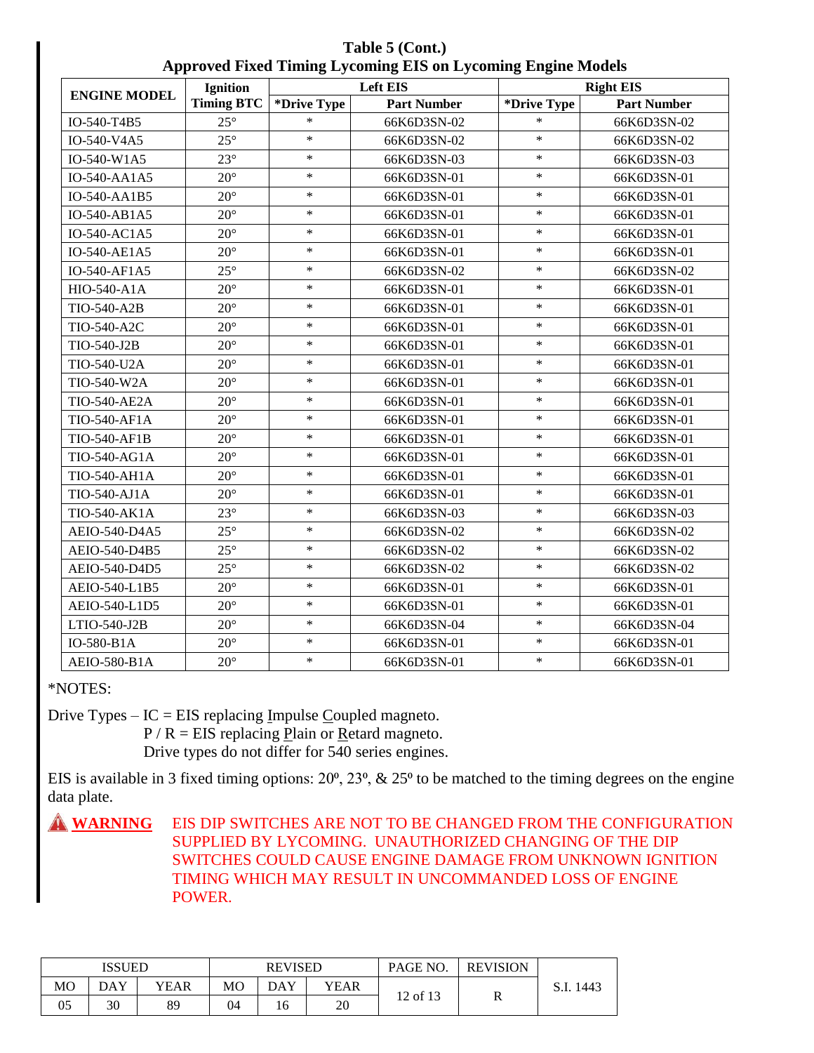**Table 5 (Cont.)**
**Approved Fixed Timing Lycoming EIS on Lycoming Engine Models**

| ENGINE MODEL | Ignition Timing BTC | Left EIS | | Right EIS | |
|---|---|---|---|---|---|
| | | *Drive Type | Part Number | *Drive Type | Part Number |
| IO-540-T4B5 | 25° | * | 66K6D3SN-02 | * | 66K6D3SN-02 |
| IO-540-V4A5 | 25° | * | 66K6D3SN-02 | * | 66K6D3SN-02 |
| IO-540-W1A5 | 23° | * | 66K6D3SN-03 | * | 66K6D3SN-03 |
| IO-540-AA1A5 | 20° | * | 66K6D3SN-01 | * | 66K6D3SN-01 |
| IO-540-AA1B5 | 20° | * | 66K6D3SN-01 | * | 66K6D3SN-01 |
| IO-540-AB1A5 | 20° | * | 66K6D3SN-01 | * | 66K6D3SN-01 |
| IO-540-AC1A5 | 20° | * | 66K6D3SN-01 | * | 66K6D3SN-01 |
| IO-540-AE1A5 | 20° | * | 66K6D3SN-01 | * | 66K6D3SN-01 |
| IO-540-AF1A5 | 25° | * | 66K6D3SN-02 | * | 66K6D3SN-02 |
| HIO-540-A1A | 20° | * | 66K6D3SN-01 | * | 66K6D3SN-01 |
| TIO-540-A2B | 20° | * | 66K6D3SN-01 | * | 66K6D3SN-01 |
| TIO-540-A2C | 20° | * | 66K6D3SN-01 | * | 66K6D3SN-01 |
| TIO-540-J2B | 20° | * | 66K6D3SN-01 | * | 66K6D3SN-01 |
| TIO-540-U2A | 20° | * | 66K6D3SN-01 | * | 66K6D3SN-01 |
| TIO-540-W2A | 20° | * | 66K6D3SN-01 | * | 66K6D3SN-01 |
| TIO-540-AE2A | 20° | * | 66K6D3SN-01 | * | 66K6D3SN-01 |
| TIO-540-AF1A | 20° | * | 66K6D3SN-01 | * | 66K6D3SN-01 |
| TIO-540-AF1B | 20° | * | 66K6D3SN-01 | * | 66K6D3SN-01 |
| TIO-540-AG1A | 20° | * | 66K6D3SN-01 | * | 66K6D3SN-01 |
| TIO-540-AH1A | 20° | * | 66K6D3SN-01 | * | 66K6D3SN-01 |
| TIO-540-AJ1A | 20° | * | 66K6D3SN-01 | * | 66K6D3SN-01 |
| TIO-540-AK1A | 23° | * | 66K6D3SN-03 | * | 66K6D3SN-03 |
| AEIO-540-D4A5 | 25° | * | 66K6D3SN-02 | * | 66K6D3SN-02 |
| AEIO-540-D4B5 | 25° | * | 66K6D3SN-02 | * | 66K6D3SN-02 |
| AEIO-540-D4D5 | 25° | * | 66K6D3SN-02 | * | 66K6D3SN-02 |
| AEIO-540-L1B5 | 20° | * | 66K6D3SN-01 | * | 66K6D3SN-01 |
| AEIO-540-L1D5 | 20° | * | 66K6D3SN-01 | * | 66K6D3SN-01 |
| LTIO-540-J2B | 20° | * | 66K6D3SN-04 | * | 66K6D3SN-04 |
| IO-580-B1A | 20° | * | 66K6D3SN-01 | * | 66K6D3SN-01 |
| AEIO-580-B1A | 20° | * | 66K6D3SN-01 | * | 66K6D3SN-01 |

*NOTES:

Drive Types – IC = EIS replacing Impulse Coupled magneto.
P / R = EIS replacing Plain or Retard magneto.
Drive types do not differ for 540 series engines.

EIS is available in 3 fixed timing options: 20º, 23º, & 25º to be matched to the timing degrees on the engine data plate.

**WARNING** EIS DIP SWITCHES ARE NOT TO BE CHANGED FROM THE CONFIGURATION SUPPLIED BY LYCOMING. UNAUTHORIZED CHANGING OF THE DIP SWITCHES COULD CAUSE ENGINE DAMAGE FROM UNKNOWN IGNITION TIMING WHICH MAY RESULT IN UNCOMMANDED LOSS OF ENGINE POWER.

| ISSUED | | | REVISED | | | PAGE NO. | REVISION | S.I. 1443 |
|---|---|---|---|---|---|---|---|---|
| MO | DAY | YEAR | MO | DAY | YEAR | 12 of 13 | R | |
| 05 | 30 | 89 | 04 | 16 | 20 | | | |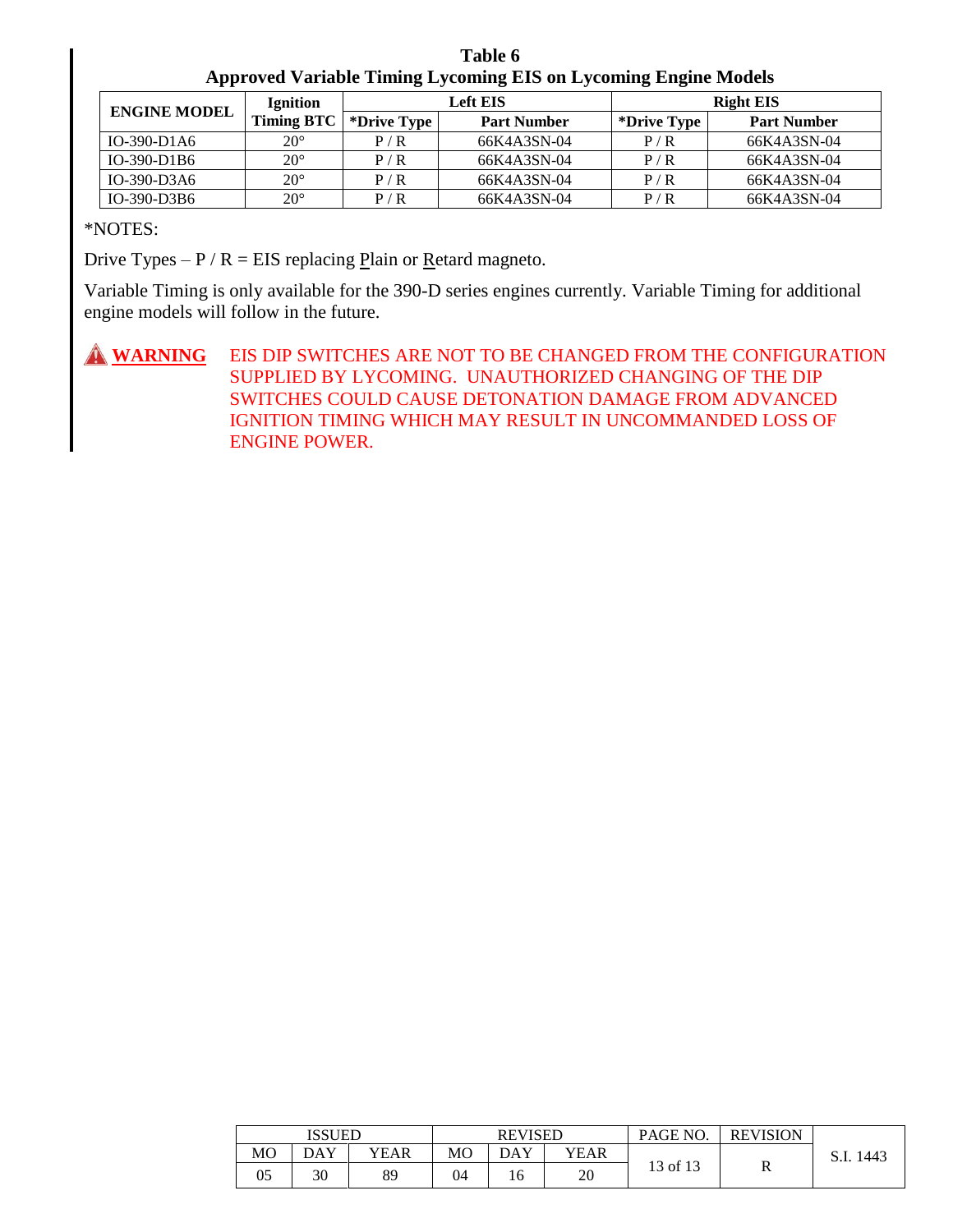**Table 6**
**Approved Variable Timing Lycoming EIS on Lycoming Engine Models**

| ENGINE MODEL | Ignition Timing BTC | Left EIS | | Right EIS | |
|---|---|---|---|---|---|
| | | *Drive Type | Part Number | *Drive Type | Part Number |
| IO-390-D1A6 | 20° | P / R | 66K4A3SN-04 | P / R | 66K4A3SN-04 |
| IO-390-D1B6 | 20° | P / R | 66K4A3SN-04 | P / R | 66K4A3SN-04 |
| IO-390-D3A6 | 20° | P / R | 66K4A3SN-04 | P / R | 66K4A3SN-04 |
| IO-390-D3B6 | 20° | P / R | 66K4A3SN-04 | P / R | 66K4A3SN-04 |

*NOTES:

Drive Types – P / R = EIS replacing Plain or Retard magneto.

Variable Timing is only available for the 390-D series engines currently. Variable Timing for additional engine models will follow in the future.

**WARNING** EIS DIP SWITCHES ARE NOT TO BE CHANGED FROM THE CONFIGURATION SUPPLIED BY LYCOMING. UNAUTHORIZED CHANGING OF THE DIP SWITCHES COULD CAUSE DETONATION DAMAGE FROM ADVANCED IGNITION TIMING WHICH MAY RESULT IN UNCOMMANDED LOSS OF ENGINE POWER.